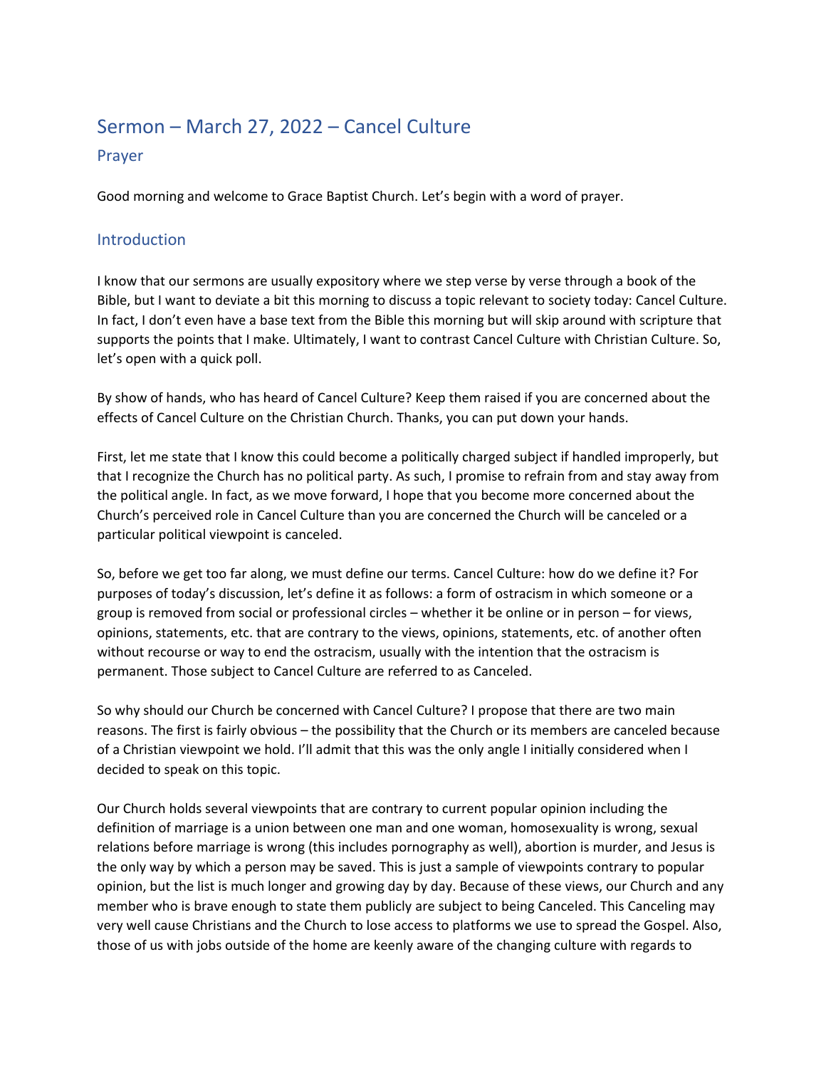# Sermon – March 27, 2022 – Cancel Culture

## Prayer

Good morning and welcome to Grace Baptist Church. Let's begin with a word of prayer.

## Introduction

I know that our sermons are usually expository where we step verse by verse through a book of the Bible, but I want to deviate a bit this morning to discuss a topic relevant to society today: Cancel Culture. In fact, I don't even have a base text from the Bible this morning but will skip around with scripture that supports the points that I make. Ultimately, I want to contrast Cancel Culture with Christian Culture. So, let's open with a quick poll.

By show of hands, who has heard of Cancel Culture? Keep them raised if you are concerned about the effects of Cancel Culture on the Christian Church. Thanks, you can put down your hands.

First, let me state that I know this could become a politically charged subject if handled improperly, but that I recognize the Church has no political party. As such, I promise to refrain from and stay away from the political angle. In fact, as we move forward, I hope that you become more concerned about the Church's perceived role in Cancel Culture than you are concerned the Church will be canceled or a particular political viewpoint is canceled.

So, before we get too far along, we must define our terms. Cancel Culture: how do we define it? For purposes of today's discussion, let's define it as follows: a form of ostracism in which someone or a group is removed from social or professional circles – whether it be online or in person – for views, opinions, statements, etc. that are contrary to the views, opinions, statements, etc. of another often without recourse or way to end the ostracism, usually with the intention that the ostracism is permanent. Those subject to Cancel Culture are referred to as Canceled.

So why should our Church be concerned with Cancel Culture? I propose that there are two main reasons. The first is fairly obvious – the possibility that the Church or its members are canceled because of a Christian viewpoint we hold. I'll admit that this was the only angle I initially considered when I decided to speak on this topic.

Our Church holds several viewpoints that are contrary to current popular opinion including the definition of marriage is a union between one man and one woman, homosexuality is wrong, sexual relations before marriage is wrong (this includes pornography as well), abortion is murder, and Jesus is the only way by which a person may be saved. This is just a sample of viewpoints contrary to popular opinion, but the list is much longer and growing day by day. Because of these views, our Church and any member who is brave enough to state them publicly are subject to being Canceled. This Canceling may very well cause Christians and the Church to lose access to platforms we use to spread the Gospel. Also, those of us with jobs outside of the home are keenly aware of the changing culture with regards to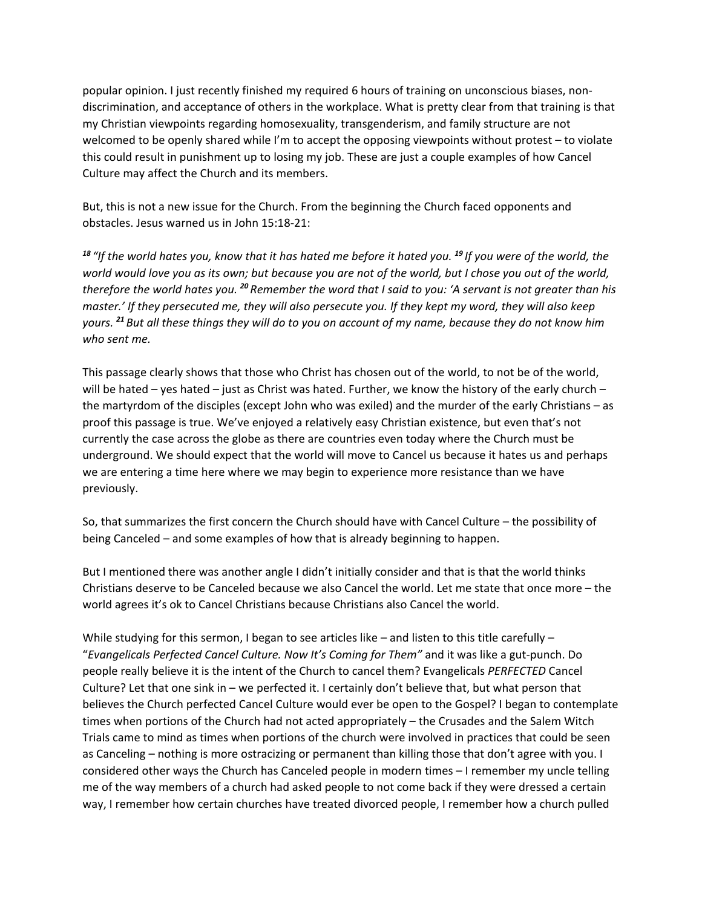popular opinion. I just recently finished my required 6 hours of training on unconscious biases, non-discrimination, and acceptance of others in the workplace. What is pretty clear from that training is that my Christian viewpoints regarding homosexuality, transgenderism, and family structure are not welcomed to be openly shared while I'm to accept the opposing viewpoints without protest – to violate this could result in punishment up to losing my job. These are just a couple examples of how Cancel Culture may affect the Church and its members.

But, this is not a new issue for the Church. From the beginning the Church faced opponents and obstacles. Jesus warned us in John 15:18-21:

*[18] "If the world hates you, know that it has hated me before it hated you. [19] If you were of the world, the world would love you as its own; but because you are not of the world, but I chose you out of the world, therefore the world hates you. [20] Remember the word that I said to you: 'A servant is not greater than his master.' If they persecuted me, they will also persecute you. If they kept my word, they will also keep yours. [21] But all these things they will do to you on account of my name, because they do not know him who sent me.*

This passage clearly shows that those who Christ has chosen out of the world, to not be of the world, will be hated – yes hated – just as Christ was hated. Further, we know the history of the early church – the martyrdom of the disciples (except John who was exiled) and the murder of the early Christians – as proof this passage is true. We've enjoyed a relatively easy Christian existence, but even that's not currently the case across the globe as there are countries even today where the Church must be underground. We should expect that the world will move to Cancel us because it hates us and perhaps we are entering a time here where we may begin to experience more resistance than we have previously.

So, that summarizes the first concern the Church should have with Cancel Culture – the possibility of being Canceled – and some examples of how that is already beginning to happen.

But I mentioned there was another angle I didn't initially consider and that is that the world thinks Christians deserve to be Canceled because we also Cancel the world. Let me state that once more – the world agrees it's ok to Cancel Christians because Christians also Cancel the world.

While studying for this sermon, I began to see articles like – and listen to this title carefully – "*Evangelicals Perfected Cancel Culture. Now It's Coming for Them"* and it was like a gut-punch. Do people really believe it is the intent of the Church to cancel them? Evangelicals *PERFECTED* Cancel Culture? Let that one sink in – we perfected it. I certainly don't believe that, but what person that believes the Church perfected Cancel Culture would ever be open to the Gospel? I began to contemplate times when portions of the Church had not acted appropriately – the Crusades and the Salem Witch Trials came to mind as times when portions of the church were involved in practices that could be seen as Canceling – nothing is more ostracizing or permanent than killing those that don't agree with you. I considered other ways the Church has Canceled people in modern times – I remember my uncle telling me of the way members of a church had asked people to not come back if they were dressed a certain way, I remember how certain churches have treated divorced people, I remember how a church pulled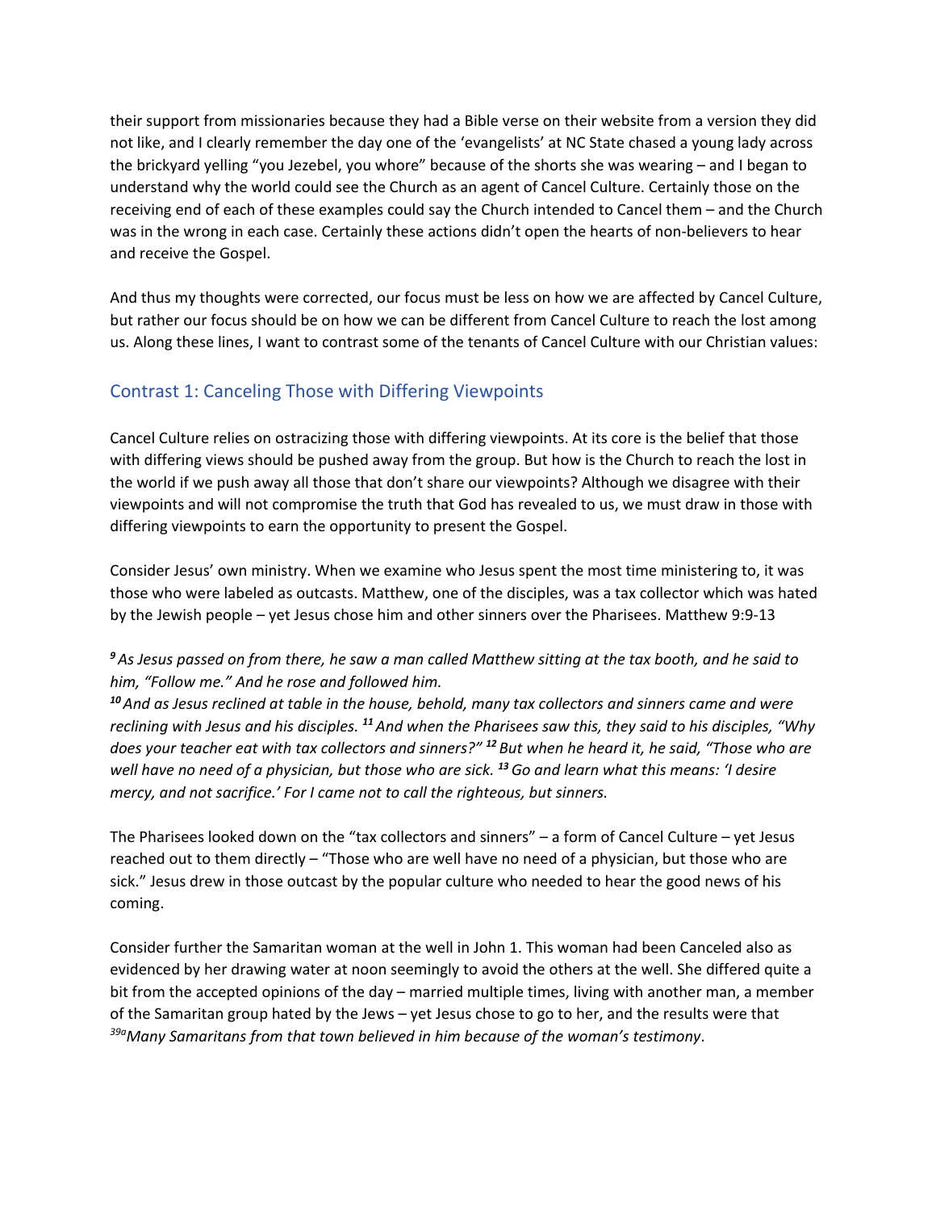their support from missionaries because they had a Bible verse on their website from a version they did not like, and I clearly remember the day one of the 'evangelists' at NC State chased a young lady across the brickyard yelling "you Jezebel, you whore" because of the shorts she was wearing – and I began to understand why the world could see the Church as an agent of Cancel Culture. Certainly those on the receiving end of each of these examples could say the Church intended to Cancel them – and the Church was in the wrong in each case. Certainly these actions didn't open the hearts of non-believers to hear and receive the Gospel.

And thus my thoughts were corrected, our focus must be less on how we are affected by Cancel Culture, but rather our focus should be on how we can be different from Cancel Culture to reach the lost among us. Along these lines, I want to contrast some of the tenants of Cancel Culture with our Christian values:

## Contrast 1: Canceling Those with Differing Viewpoints

Cancel Culture relies on ostracizing those with differing viewpoints. At its core is the belief that those with differing views should be pushed away from the group. But how is the Church to reach the lost in the world if we push away all those that don't share our viewpoints? Although we disagree with their viewpoints and will not compromise the truth that God has revealed to us, we must draw in those with differing viewpoints to earn the opportunity to present the Gospel.

Consider Jesus' own ministry. When we examine who Jesus spent the most time ministering to, it was those who were labeled as outcasts. Matthew, one of the disciples, was a tax collector which was hated by the Jewish people – yet Jesus chose him and other sinners over the Pharisees. Matthew 9:9-13

***9*** *As Jesus passed on from there, he saw a man called Matthew sitting at the tax booth, and he said to him, "Follow me." And he rose and followed him.*
***10*** *And as Jesus reclined at table in the house, behold, many tax collectors and sinners came and were reclining with Jesus and his disciples.* ***11*** *And when the Pharisees saw this, they said to his disciples, "Why does your teacher eat with tax collectors and sinners?"* ***12*** *But when he heard it, he said, "Those who are well have no need of a physician, but those who are sick.* ***13*** *Go and learn what this means: 'I desire mercy, and not sacrifice.' For I came not to call the righteous, but sinners.*

The Pharisees looked down on the "tax collectors and sinners" – a form of Cancel Culture – yet Jesus reached out to them directly – "Those who are well have no need of a physician, but those who are sick." Jesus drew in those outcast by the popular culture who needed to hear the good news of his coming.

Consider further the Samaritan woman at the well in John 1. This woman had been Canceled also as evidenced by her drawing water at noon seemingly to avoid the others at the well. She differed quite a bit from the accepted opinions of the day – married multiple times, living with another man, a member of the Samaritan group hated by the Jews – yet Jesus chose to go to her, and the results were that *39a Many Samaritans from that town believed in him because of the woman's testimony*.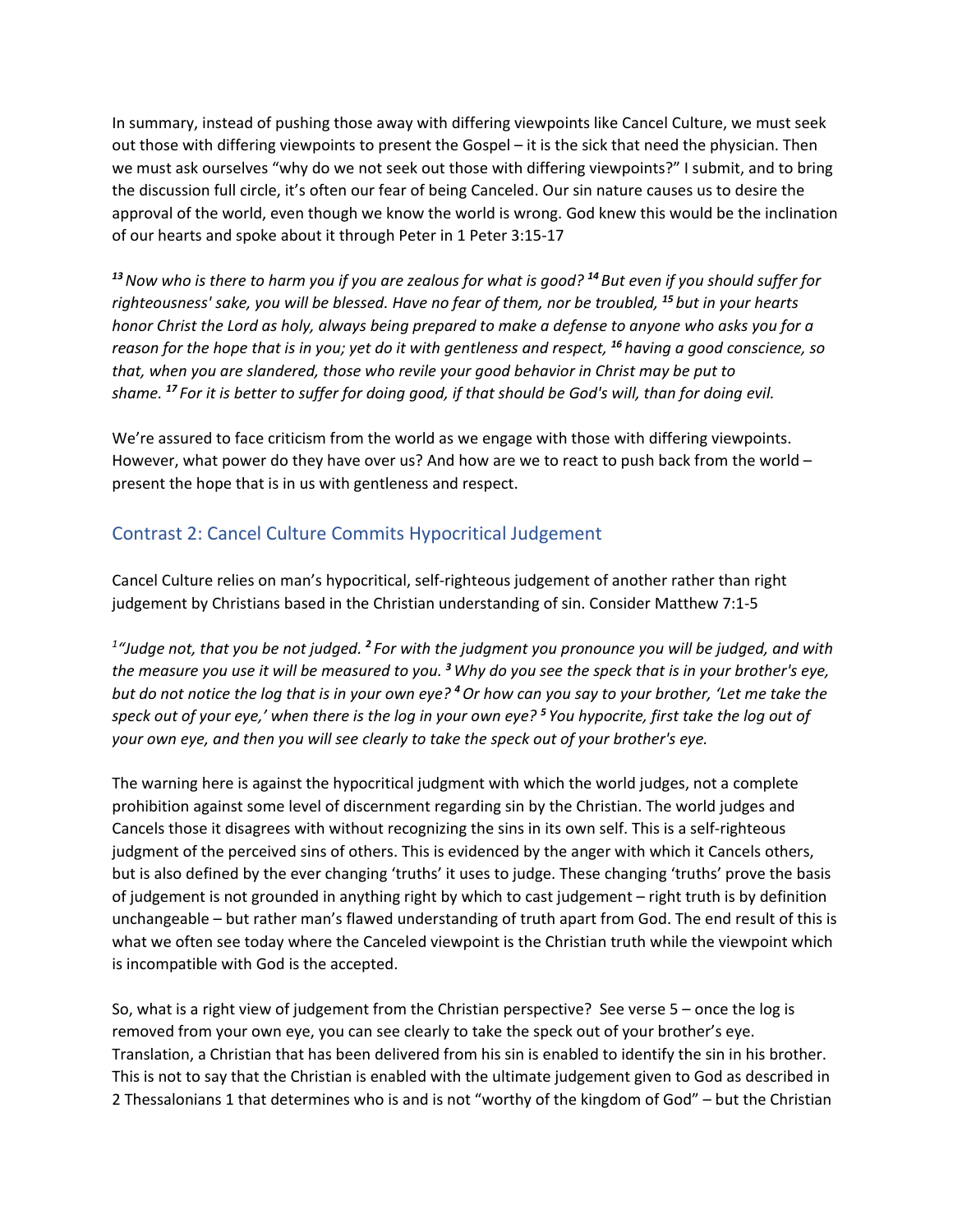In summary, instead of pushing those away with differing viewpoints like Cancel Culture, we must seek out those with differing viewpoints to present the Gospel – it is the sick that need the physician. Then we must ask ourselves "why do we not seek out those with differing viewpoints?" I submit, and to bring the discussion full circle, it's often our fear of being Canceled. Our sin nature causes us to desire the approval of the world, even though we know the world is wrong. God knew this would be the inclination of our hearts and spoke about it through Peter in 1 Peter 3:15-17

***13*** *Now who is there to harm you if you are zealous for what is good?* ***14*** *But even if you should suffer for righteousness' sake, you will be blessed. Have no fear of them, nor be troubled,* ***15*** *but in your hearts honor Christ the Lord as holy, always being prepared to make a defense to anyone who asks you for a reason for the hope that is in you; yet do it with gentleness and respect,* ***16*** *having a good conscience, so that, when you are slandered, those who revile your good behavior in Christ may be put to shame.* ***17*** *For it is better to suffer for doing good, if that should be God's will, than for doing evil.*

We're assured to face criticism from the world as we engage with those with differing viewpoints. However, what power do they have over us? And how are we to react to push back from the world – present the hope that is in us with gentleness and respect.

## Contrast 2: Cancel Culture Commits Hypocritical Judgement

Cancel Culture relies on man's hypocritical, self-righteous judgement of another rather than right judgement by Christians based in the Christian understanding of sin. Consider Matthew 7:1-5

*1 "Judge not, that you be not judged.* ***2*** *For with the judgment you pronounce you will be judged, and with the measure you use it will be measured to you.* ***3*** *Why do you see the speck that is in your brother's eye, but do not notice the log that is in your own eye?* ***4*** *Or how can you say to your brother, 'Let me take the speck out of your eye,' when there is the log in your own eye?* ***5*** *You hypocrite, first take the log out of your own eye, and then you will see clearly to take the speck out of your brother's eye.*

The warning here is against the hypocritical judgment with which the world judges, not a complete prohibition against some level of discernment regarding sin by the Christian. The world judges and Cancels those it disagrees with without recognizing the sins in its own self. This is a self-righteous judgment of the perceived sins of others. This is evidenced by the anger with which it Cancels others, but is also defined by the ever changing 'truths' it uses to judge. These changing 'truths' prove the basis of judgement is not grounded in anything right by which to cast judgement – right truth is by definition unchangeable – but rather man's flawed understanding of truth apart from God. The end result of this is what we often see today where the Canceled viewpoint is the Christian truth while the viewpoint which is incompatible with God is the accepted.

So, what is a right view of judgement from the Christian perspective? See verse 5 – once the log is removed from your own eye, you can see clearly to take the speck out of your brother's eye. Translation, a Christian that has been delivered from his sin is enabled to identify the sin in his brother. This is not to say that the Christian is enabled with the ultimate judgement given to God as described in 2 Thessalonians 1 that determines who is and is not "worthy of the kingdom of God" – but the Christian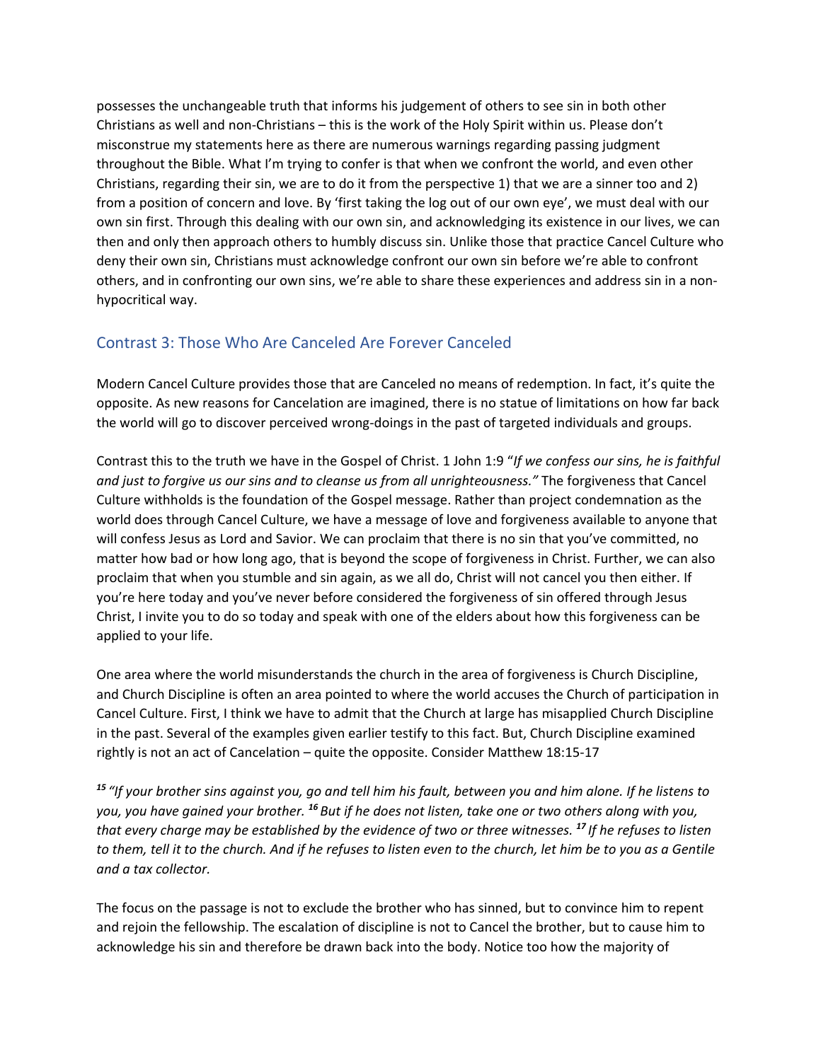possesses the unchangeable truth that informs his judgement of others to see sin in both other Christians as well and non-Christians – this is the work of the Holy Spirit within us. Please don't misconstrue my statements here as there are numerous warnings regarding passing judgment throughout the Bible. What I'm trying to confer is that when we confront the world, and even other Christians, regarding their sin, we are to do it from the perspective 1) that we are a sinner too and 2) from a position of concern and love. By 'first taking the log out of our own eye', we must deal with our own sin first. Through this dealing with our own sin, and acknowledging its existence in our lives, we can then and only then approach others to humbly discuss sin. Unlike those that practice Cancel Culture who deny their own sin, Christians must acknowledge confront our own sin before we're able to confront others, and in confronting our own sins, we're able to share these experiences and address sin in a non-hypocritical way.

## Contrast 3: Those Who Are Canceled Are Forever Canceled

Modern Cancel Culture provides those that are Canceled no means of redemption. In fact, it's quite the opposite. As new reasons for Cancelation are imagined, there is no statue of limitations on how far back the world will go to discover perceived wrong-doings in the past of targeted individuals and groups.

Contrast this to the truth we have in the Gospel of Christ. 1 John 1:9 "*If we confess our sins, he is faithful and just to forgive us our sins and to cleanse us from all unrighteousness."* The forgiveness that Cancel Culture withholds is the foundation of the Gospel message. Rather than project condemnation as the world does through Cancel Culture, we have a message of love and forgiveness available to anyone that will confess Jesus as Lord and Savior. We can proclaim that there is no sin that you've committed, no matter how bad or how long ago, that is beyond the scope of forgiveness in Christ. Further, we can also proclaim that when you stumble and sin again, as we all do, Christ will not cancel you then either. If you're here today and you've never before considered the forgiveness of sin offered through Jesus Christ, I invite you to do so today and speak with one of the elders about how this forgiveness can be applied to your life.

One area where the world misunderstands the church in the area of forgiveness is Church Discipline, and Church Discipline is often an area pointed to where the world accuses the Church of participation in Cancel Culture. First, I think we have to admit that the Church at large has misapplied Church Discipline in the past. Several of the examples given earlier testify to this fact. But, Church Discipline examined rightly is not an act of Cancelation – quite the opposite. Consider Matthew 18:15-17

***15*** *"If your brother sins against you, go and tell him his fault, between you and him alone. If he listens to you, you have gained your brother.* ***16*** *But if he does not listen, take one or two others along with you, that every charge may be established by the evidence of two or three witnesses.* ***17*** *If he refuses to listen to them, tell it to the church. And if he refuses to listen even to the church, let him be to you as a Gentile and a tax collector.*

The focus on the passage is not to exclude the brother who has sinned, but to convince him to repent and rejoin the fellowship. The escalation of discipline is not to Cancel the brother, but to cause him to acknowledge his sin and therefore be drawn back into the body. Notice too how the majority of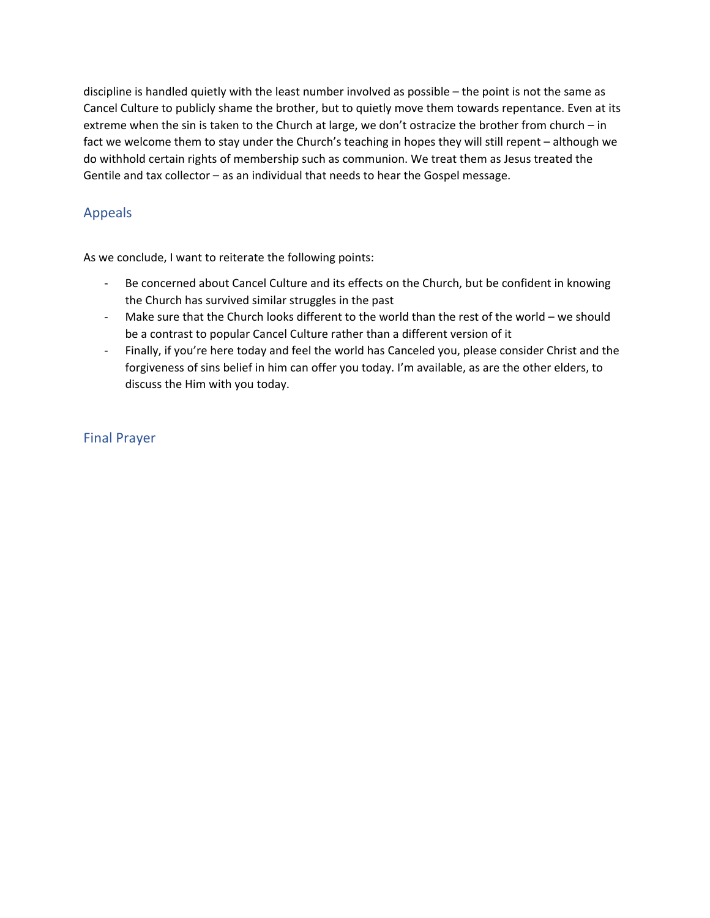discipline is handled quietly with the least number involved as possible – the point is not the same as Cancel Culture to publicly shame the brother, but to quietly move them towards repentance. Even at its extreme when the sin is taken to the Church at large, we don't ostracize the brother from church – in fact we welcome them to stay under the Church's teaching in hopes they will still repent – although we do withhold certain rights of membership such as communion. We treat them as Jesus treated the Gentile and tax collector – as an individual that needs to hear the Gospel message.

## Appeals

As we conclude, I want to reiterate the following points:

- Be concerned about Cancel Culture and its effects on the Church, but be confident in knowing the Church has survived similar struggles in the past
- Make sure that the Church looks different to the world than the rest of the world – we should be a contrast to popular Cancel Culture rather than a different version of it
- Finally, if you're here today and feel the world has Canceled you, please consider Christ and the forgiveness of sins belief in him can offer you today. I'm available, as are the other elders, to discuss the Him with you today.

## Final Prayer